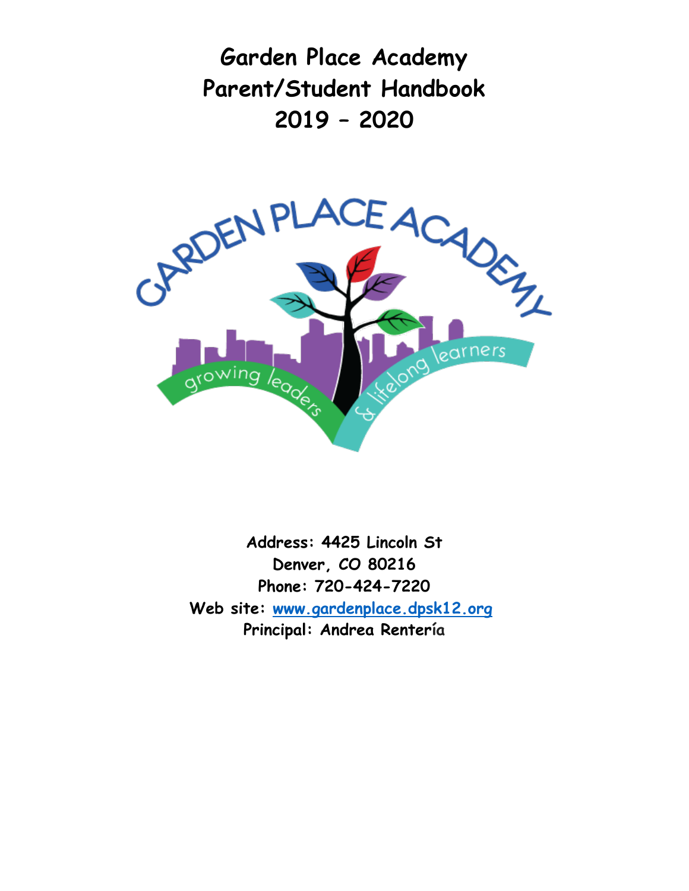# Garden Place Academy
# Parent/Student Handbook
# 2019 – 2020

**Address: 4425 Lincoln St**
**Denver, CO 80216**
**Phone: 720-424-7220**
**Web site: [www.gardenplace.dpsk12.org](http://www.gardenplace.dpsk12.org)**
**Principal: Andrea Rentería**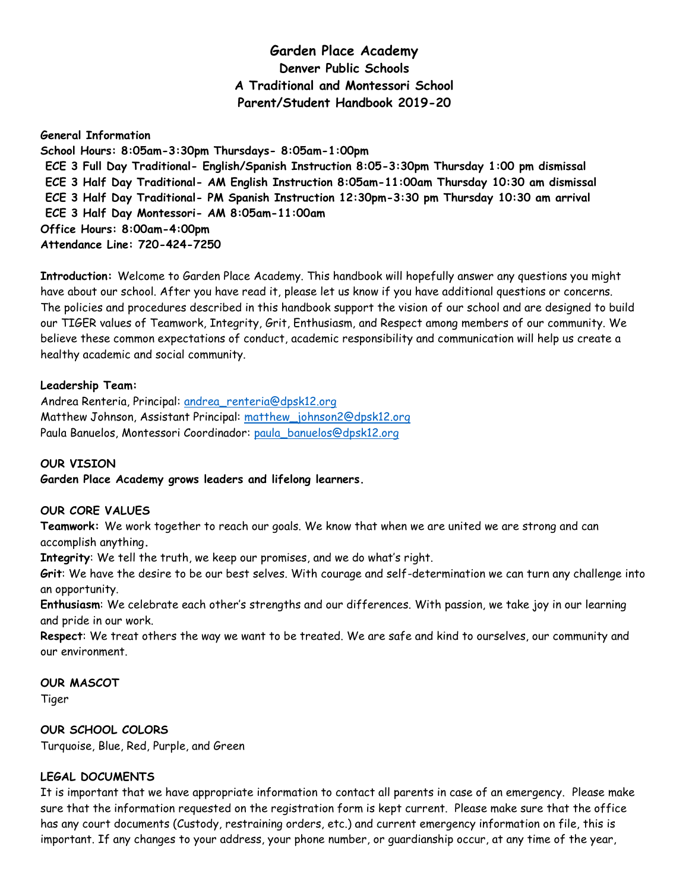# Garden Place Academy
## Denver Public Schools
## A Traditional and Montessori School
## Parent/Student Handbook 2019-20

**General Information**
**School Hours: 8:05am-3:30pm Thursdays- 8:05am-1:00pm**
**ECE 3 Full Day Traditional- English/Spanish Instruction 8:05-3:30pm Thursday 1:00 pm dismissal**
**ECE 3 Half Day Traditional- AM English Instruction 8:05am-11:00am Thursday 10:30 am dismissal**
**ECE 3 Half Day Traditional- PM Spanish Instruction 12:30pm-3:30 pm Thursday 10:30 am arrival**
**ECE 3 Half Day Montessori- AM 8:05am-11:00am**
**Office Hours: 8:00am-4:00pm**
**Attendance Line: 720-424-7250**

**Introduction:** Welcome to Garden Place Academy. This handbook will hopefully answer any questions you might have about our school. After you have read it, please let us know if you have additional questions or concerns. The policies and procedures described in this handbook support the vision of our school and are designed to build our TIGER values of Teamwork, Integrity, Grit, Enthusiasm, and Respect among members of our community. We believe these common expectations of conduct, academic responsibility and communication will help us create a healthy academic and social community.

**Leadership Team:**
Andrea Renteria, Principal: andrea_renteria@dpsk12.org
Matthew Johnson, Assistant Principal: matthew_johnson2@dpsk12.org
Paula Banuelos, Montessori Coordinador: paula_banuelos@dpsk12.org

**OUR VISION**
**Garden Place Academy grows leaders and lifelong learners.**

**OUR CORE VALUES**
**Teamwork:** We work together to reach our goals. We know that when we are united we are strong and can accomplish anything.
**Integrity**: We tell the truth, we keep our promises, and we do what's right.
**Grit**: We have the desire to be our best selves. With courage and self-determination we can turn any challenge into an opportunity.
**Enthusiasm**: We celebrate each other's strengths and our differences. With passion, we take joy in our learning and pride in our work.
**Respect**: We treat others the way we want to be treated. We are safe and kind to ourselves, our community and our environment.

**OUR MASCOT**
Tiger

**OUR SCHOOL COLORS**
Turquoise, Blue, Red, Purple, and Green

**LEGAL DOCUMENTS**
It is important that we have appropriate information to contact all parents in case of an emergency. Please make sure that the information requested on the registration form is kept current. Please make sure that the office has any court documents (Custody, restraining orders, etc.) and current emergency information on file, this is important. If any changes to your address, your phone number, or guardianship occur, at any time of the year,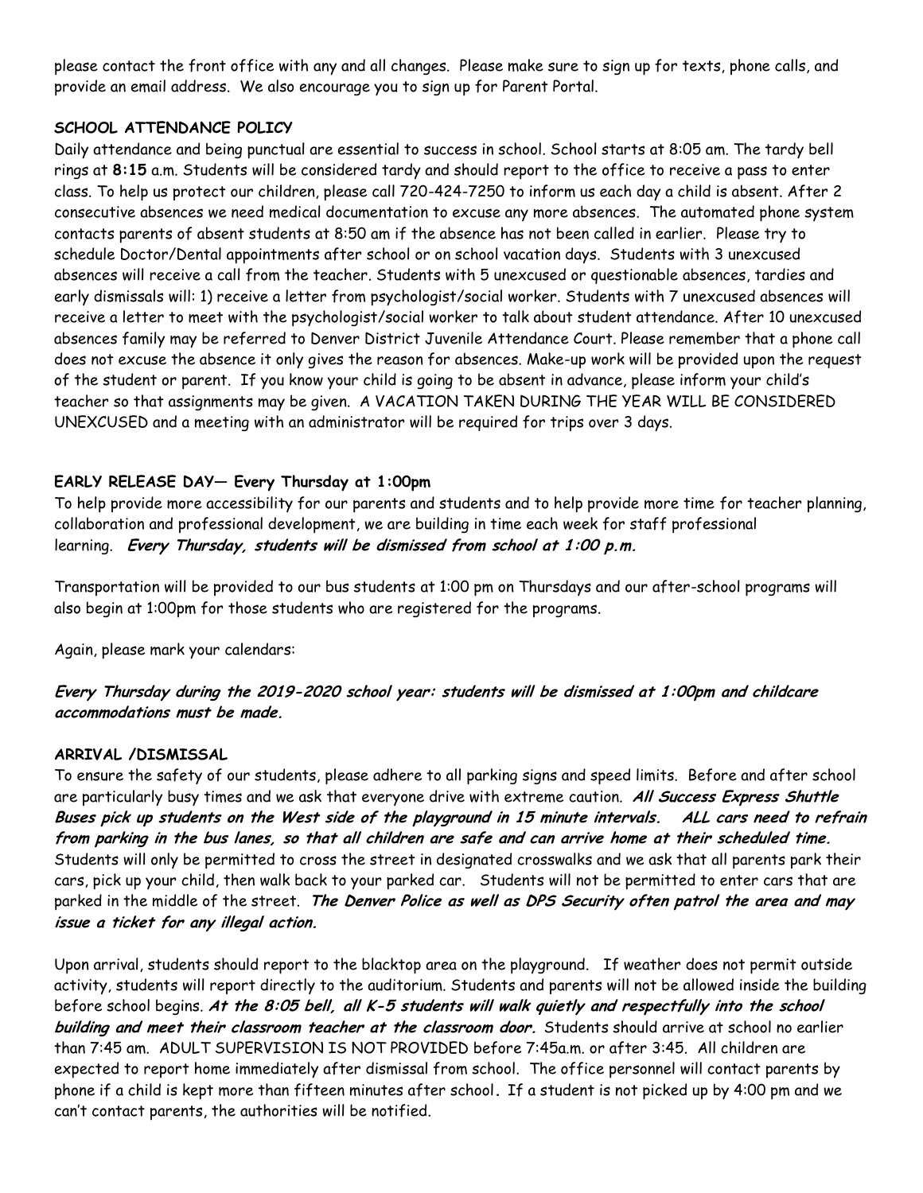please contact the front office with any and all changes. Please make sure to sign up for texts, phone calls, and provide an email address. We also encourage you to sign up for Parent Portal.

**SCHOOL ATTENDANCE POLICY**

Daily attendance and being punctual are essential to success in school. School starts at 8:05 am. The tardy bell rings at **8:15** a.m. Students will be considered tardy and should report to the office to receive a pass to enter class. To help us protect our children, please call 720-424-7250 to inform us each day a child is absent. After 2 consecutive absences we need medical documentation to excuse any more absences. The automated phone system contacts parents of absent students at 8:50 am if the absence has not been called in earlier. Please try to schedule Doctor/Dental appointments after school or on school vacation days. Students with 3 unexcused absences will receive a call from the teacher. Students with 5 unexcused or questionable absences, tardies and early dismissals will: 1) receive a letter from psychologist/social worker. Students with 7 unexcused absences will receive a letter to meet with the psychologist/social worker to talk about student attendance. After 10 unexcused absences family may be referred to Denver District Juvenile Attendance Court. Please remember that a phone call does not excuse the absence it only gives the reason for absences. Make-up work will be provided upon the request of the student or parent. If you know your child is going to be absent in advance, please inform your child's teacher so that assignments may be given. A VACATION TAKEN DURING THE YEAR WILL BE CONSIDERED UNEXCUSED and a meeting with an administrator will be required for trips over 3 days.

**EARLY RELEASE DAY— Every Thursday at 1:00pm**

To help provide more accessibility for our parents and students and to help provide more time for teacher planning, collaboration and professional development, we are building in time each week for staff professional learning. ***Every Thursday, students will be dismissed from school at 1:00 p.m.***

Transportation will be provided to our bus students at 1:00 pm on Thursdays and our after-school programs will also begin at 1:00pm for those students who are registered for the programs.

Again, please mark your calendars:

***Every Thursday during the 2019-2020 school year: students will be dismissed at 1:00pm and childcare accommodations must be made.***

**ARRIVAL /DISMISSAL**

To ensure the safety of our students, please adhere to all parking signs and speed limits. Before and after school are particularly busy times and we ask that everyone drive with extreme caution. ***All Success Express Shuttle Buses pick up students on the West side of the playground in 15 minute intervals. ALL cars need to refrain from parking in the bus lanes, so that all children are safe and can arrive home at their scheduled time.*** Students will only be permitted to cross the street in designated crosswalks and we ask that all parents park their cars, pick up your child, then walk back to your parked car. Students will not be permitted to enter cars that are parked in the middle of the street. ***The Denver Police as well as DPS Security often patrol the area and may issue a ticket for any illegal action.***

Upon arrival, students should report to the blacktop area on the playground. If weather does not permit outside activity, students will report directly to the auditorium. Students and parents will not be allowed inside the building before school begins. ***At the 8:05 bell, all K-5 students will walk quietly and respectfully into the school building and meet their classroom teacher at the classroom door.*** Students should arrive at school no earlier than 7:45 am. ADULT SUPERVISION IS NOT PROVIDED before 7:45a.m. or after 3:45. All children are expected to report home immediately after dismissal from school. The office personnel will contact parents by phone if a child is kept more than fifteen minutes after school**.** If a student is not picked up by 4:00 pm and we can't contact parents, the authorities will be notified.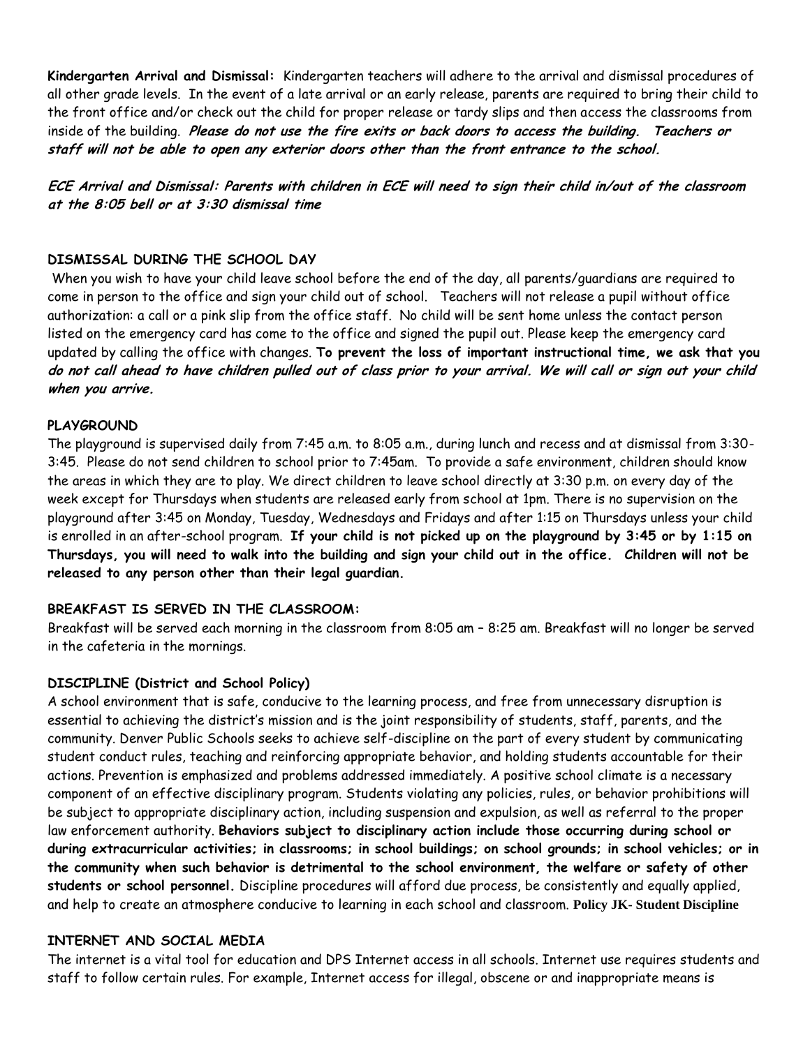**Kindergarten Arrival and Dismissal:** Kindergarten teachers will adhere to the arrival and dismissal procedures of all other grade levels. In the event of a late arrival or an early release, parents are required to bring their child to the front office and/or check out the child for proper release or tardy slips and then access the classrooms from inside of the building. ***Please do not use the fire exits or back doors to access the building. Teachers or staff will not be able to open any exterior doors other than the front entrance to the school.***

***ECE Arrival and Dismissal: Parents with children in ECE will need to sign their child in/out of the classroom at the 8:05 bell or at 3:30 dismissal time***

**DISMISSAL DURING THE SCHOOL DAY**

When you wish to have your child leave school before the end of the day, all parents/guardians are required to come in person to the office and sign your child out of school. Teachers will not release a pupil without office authorization: a call or a pink slip from the office staff. No child will be sent home unless the contact person listed on the emergency card has come to the office and signed the pupil out. Please keep the emergency card updated by calling the office with changes. **To prevent the loss of important instructional time, we ask that you *do not call ahead to have children pulled out of class prior to your arrival. We will call or sign out your child when you arrive.***

**PLAYGROUND**

The playground is supervised daily from 7:45 a.m. to 8:05 a.m., during lunch and recess and at dismissal from 3:30-3:45. Please do not send children to school prior to 7:45am. To provide a safe environment, children should know the areas in which they are to play. We direct children to leave school directly at 3:30 p.m. on every day of the week except for Thursdays when students are released early from school at 1pm. There is no supervision on the playground after 3:45 on Monday, Tuesday, Wednesdays and Fridays and after 1:15 on Thursdays unless your child is enrolled in an after-school program. **If your child is not picked up on the playground by 3:45 or by 1:15 on Thursdays, you will need to walk into the building and sign your child out in the office. Children will not be released to any person other than their legal guardian.**

**BREAKFAST IS SERVED IN THE CLASSROOM:**

Breakfast will be served each morning in the classroom from 8:05 am – 8:25 am. Breakfast will no longer be served in the cafeteria in the mornings.

**DISCIPLINE (District and School Policy)**

A school environment that is safe, conducive to the learning process, and free from unnecessary disruption is essential to achieving the district's mission and is the joint responsibility of students, staff, parents, and the community. Denver Public Schools seeks to achieve self-discipline on the part of every student by communicating student conduct rules, teaching and reinforcing appropriate behavior, and holding students accountable for their actions. Prevention is emphasized and problems addressed immediately. A positive school climate is a necessary component of an effective disciplinary program. Students violating any policies, rules, or behavior prohibitions will be subject to appropriate disciplinary action, including suspension and expulsion, as well as referral to the proper law enforcement authority. **Behaviors subject to disciplinary action include those occurring during school or during extracurricular activities; in classrooms; in school buildings; on school grounds; in school vehicles; or in the community when such behavior is detrimental to the school environment, the welfare or safety of other students or school personnel.** Discipline procedures will afford due process, be consistently and equally applied, and help to create an atmosphere conducive to learning in each school and classroom. **Policy JK- Student Discipline**

**INTERNET AND SOCIAL MEDIA**

The internet is a vital tool for education and DPS Internet access in all schools. Internet use requires students and staff to follow certain rules. For example, Internet access for illegal, obscene or and inappropriate means is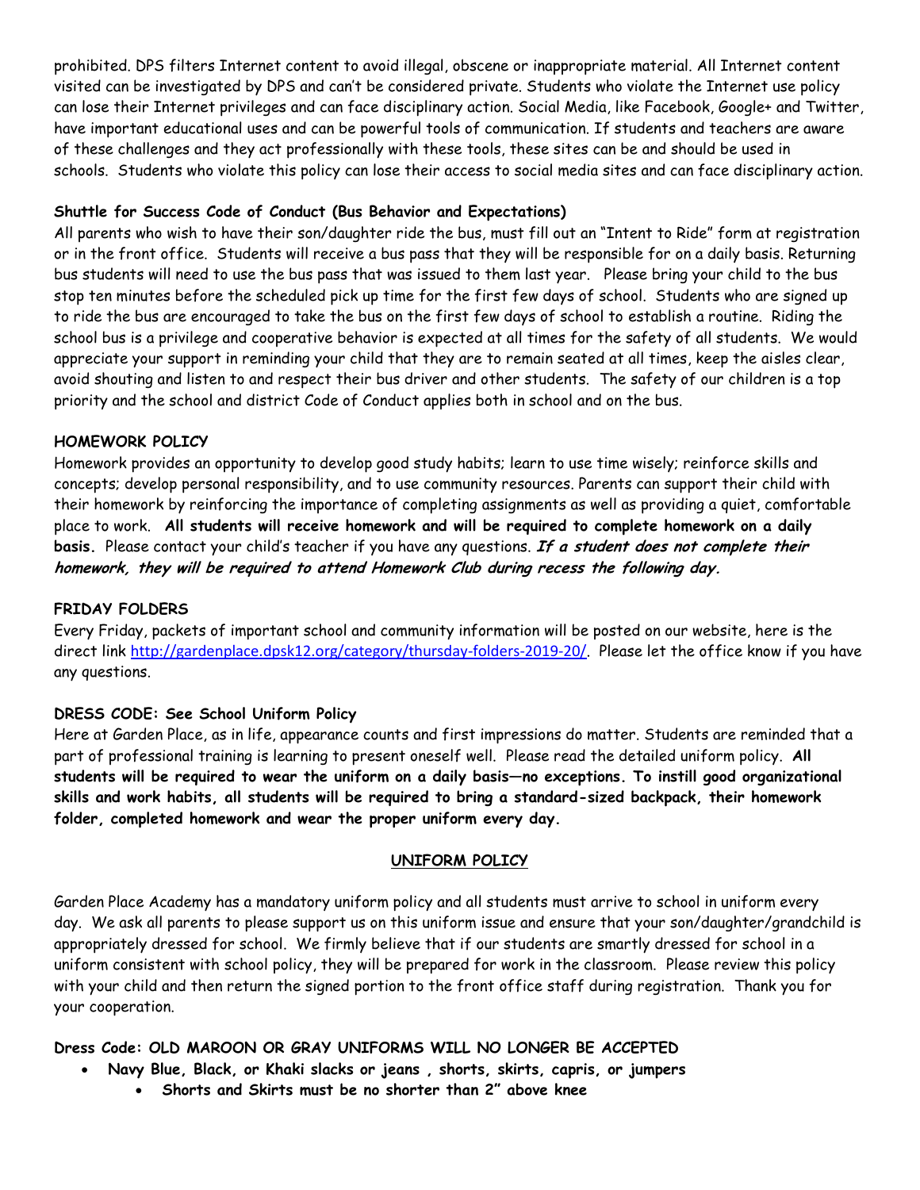prohibited. DPS filters Internet content to avoid illegal, obscene or inappropriate material. All Internet content visited can be investigated by DPS and can't be considered private. Students who violate the Internet use policy can lose their Internet privileges and can face disciplinary action. Social Media, like Facebook, Google+ and Twitter, have important educational uses and can be powerful tools of communication. If students and teachers are aware of these challenges and they act professionally with these tools, these sites can be and should be used in schools. Students who violate this policy can lose their access to social media sites and can face disciplinary action.

**Shuttle for Success Code of Conduct (Bus Behavior and Expectations)**

All parents who wish to have their son/daughter ride the bus, must fill out an "Intent to Ride" form at registration or in the front office. Students will receive a bus pass that they will be responsible for on a daily basis. Returning bus students will need to use the bus pass that was issued to them last year. Please bring your child to the bus stop ten minutes before the scheduled pick up time for the first few days of school. Students who are signed up to ride the bus are encouraged to take the bus on the first few days of school to establish a routine. Riding the school bus is a privilege and cooperative behavior is expected at all times for the safety of all students. We would appreciate your support in reminding your child that they are to remain seated at all times, keep the aisles clear, avoid shouting and listen to and respect their bus driver and other students. The safety of our children is a top priority and the school and district Code of Conduct applies both in school and on the bus.

**HOMEWORK POLICY**

Homework provides an opportunity to develop good study habits; learn to use time wisely; reinforce skills and concepts; develop personal responsibility, and to use community resources. Parents can support their child with their homework by reinforcing the importance of completing assignments as well as providing a quiet, comfortable place to work. **All students will receive homework and will be required to complete homework on a daily basis.** Please contact your child's teacher if you have any questions. ***If a student does not complete their homework, they will be required to attend Homework Club during recess the following day.***

**FRIDAY FOLDERS**

Every Friday, packets of important school and community information will be posted on our website, here is the direct link http://gardenplace.dpsk12.org/category/thursday-folders-2019-20/. Please let the office know if you have any questions.

**DRESS CODE: See School Uniform Policy**

Here at Garden Place, as in life, appearance counts and first impressions do matter. Students are reminded that a part of professional training is learning to present oneself well. Please read the detailed uniform policy. **All students will be required to wear the uniform on a daily basis—no exceptions. To instill good organizational skills and work habits, all students will be required to bring a standard-sized backpack, their homework folder, completed homework and wear the proper uniform every day.**

## UNIFORM POLICY

Garden Place Academy has a mandatory uniform policy and all students must arrive to school in uniform every day. We ask all parents to please support us on this uniform issue and ensure that your son/daughter/grandchild is appropriately dressed for school. We firmly believe that if our students are smartly dressed for school in a uniform consistent with school policy, they will be prepared for work in the classroom. Please review this policy with your child and then return the signed portion to the front office staff during registration. Thank you for your cooperation.

**Dress Code: OLD MAROON OR GRAY UNIFORMS WILL NO LONGER BE ACCEPTED**

- **Navy Blue, Black, or Khaki slacks or jeans , shorts, skirts, capris, or jumpers**
  - **Shorts and Skirts must be no shorter than 2" above knee**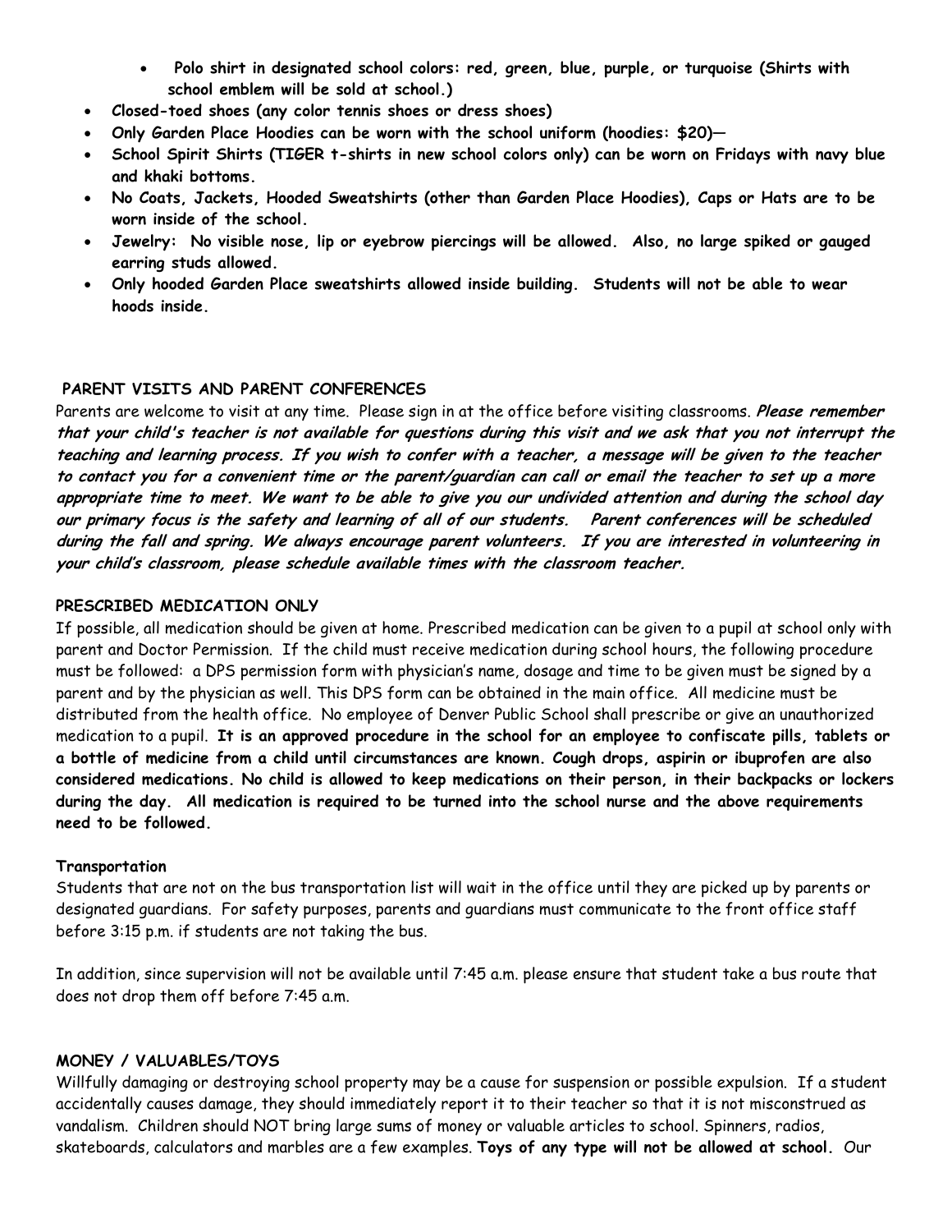- **Polo shirt in designated school colors: red, green, blue, purple, or turquoise (Shirts with school emblem will be sold at school.)**
- ***Closed-toed shoes (any color tennis shoes or dress shoes)***
- ***Only Garden Place Hoodies can be worn with the school uniform (hoodies: $20)—***
- ***School Spirit Shirts (TIGER t-shirts in new school colors only) can be worn on Fridays with navy blue and khaki bottoms.***
- ***No Coats, Jackets, Hooded Sweatshirts (other than Garden Place Hoodies), Caps or Hats are to be worn inside of the school.***
- ***Jewelry: No visible nose, lip or eyebrow piercings will be allowed. Also, no large spiked or gauged earring studs allowed.***
- ***Only hooded Garden Place sweatshirts allowed inside building. Students will not be able to wear hoods inside.***

## PARENT VISITS AND PARENT CONFERENCES

Parents are welcome to visit at any time. Please sign in at the office before visiting classrooms. ***Please remember that your child's teacher is not available for questions during this visit and we ask that you not interrupt the teaching and learning process. If you wish to confer with a teacher, a message will be given to the teacher to contact you for a convenient time or the parent/guardian can call or email the teacher to set up a more appropriate time to meet. We want to be able to give you our undivided attention and during the school day our primary focus is the safety and learning of all of our students. Parent conferences will be scheduled during the fall and spring. We always encourage parent volunteers. If you are interested in volunteering in your child's classroom, please schedule available times with the classroom teacher.***

## PRESCRIBED MEDICATION ONLY

If possible, all medication should be given at home. Prescribed medication can be given to a pupil at school only with parent and Doctor Permission. If the child must receive medication during school hours, the following procedure must be followed: a DPS permission form with physician's name, dosage and time to be given must be signed by a parent and by the physician as well. This DPS form can be obtained in the main office. All medicine must be distributed from the health office. No employee of Denver Public School shall prescribe or give an unauthorized medication to a pupil. **It is an approved procedure in the school for an employee to confiscate pills, tablets or a bottle of medicine from a child until circumstances are known. Cough drops, aspirin or ibuprofen are also considered medications. No child is allowed to keep medications on their person, in their backpacks or lockers during the day. All medication is required to be turned into the school nurse and the above requirements need to be followed.**

## Transportation

Students that are not on the bus transportation list will wait in the office until they are picked up by parents or designated guardians. For safety purposes, parents and guardians must communicate to the front office staff before 3:15 p.m. if students are not taking the bus.

In addition, since supervision will not be available until 7:45 a.m. please ensure that student take a bus route that does not drop them off before 7:45 a.m.

## MONEY / VALUABLES/TOYS

Willfully damaging or destroying school property may be a cause for suspension or possible expulsion. If a student accidentally causes damage, they should immediately report it to their teacher so that it is not misconstrued as vandalism. Children should NOT bring large sums of money or valuable articles to school. Spinners, radios, skateboards, calculators and marbles are a few examples. **Toys of any type will not be allowed at school.** Our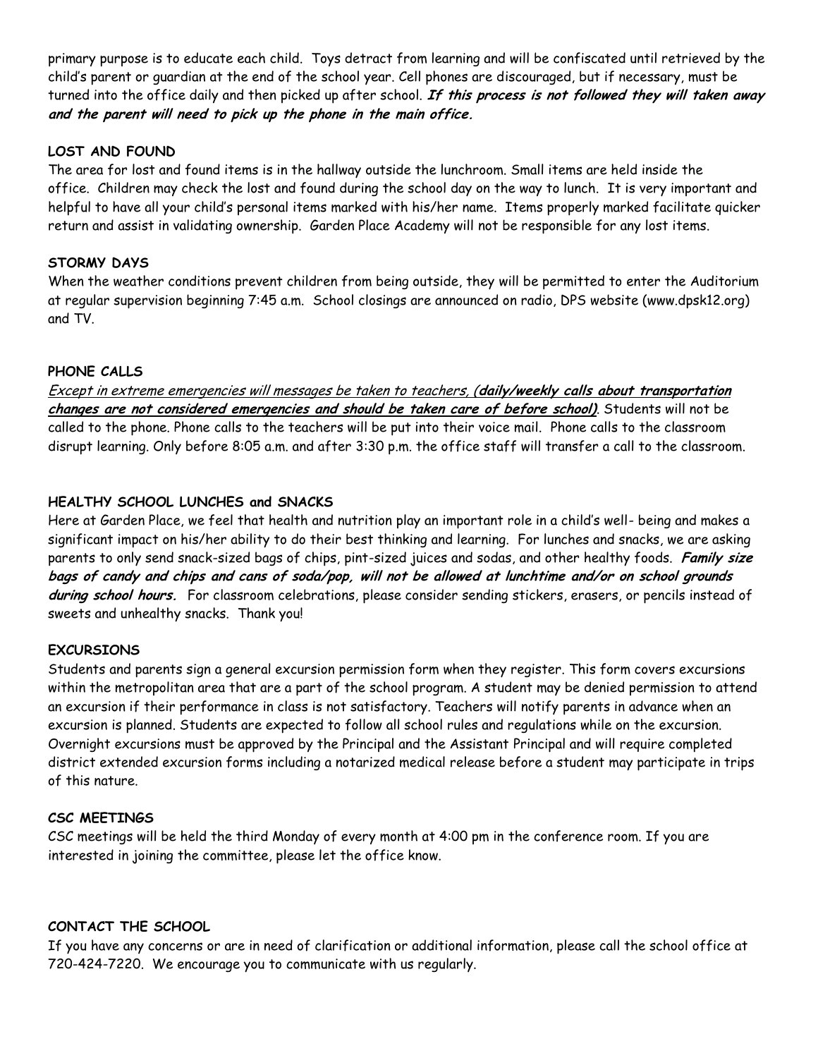primary purpose is to educate each child. Toys detract from learning and will be confiscated until retrieved by the child's parent or guardian at the end of the school year. Cell phones are discouraged, but if necessary, must be turned into the office daily and then picked up after school. ***If this process is not followed they will taken away and the parent will need to pick up the phone in the main office.***

**LOST AND FOUND**

The area for lost and found items is in the hallway outside the lunchroom. Small items are held inside the office. Children may check the lost and found during the school day on the way to lunch. It is very important and helpful to have all your child's personal items marked with his/her name. Items properly marked facilitate quicker return and assist in validating ownership. Garden Place Academy will not be responsible for any lost items.

**STORMY DAYS**

When the weather conditions prevent children from being outside, they will be permitted to enter the Auditorium at regular supervision beginning 7:45 a.m. School closings are announced on radio, DPS website (www.dpsk12.org) and TV.

**PHONE CALLS**

*Except in extreme emergencies will messages be taken to teachers, (**daily/weekly calls about transportation changes are not considered emergencies and should be taken care of before school)***. Students will not be called to the phone. Phone calls to the teachers will be put into their voice mail. Phone calls to the classroom disrupt learning. Only before 8:05 a.m. and after 3:30 p.m. the office staff will transfer a call to the classroom.

**HEALTHY SCHOOL LUNCHES and SNACKS**

Here at Garden Place, we feel that health and nutrition play an important role in a child's well- being and makes a significant impact on his/her ability to do their best thinking and learning. For lunches and snacks, we are asking parents to only send snack-sized bags of chips, pint-sized juices and sodas, and other healthy foods. ***Family size bags of candy and chips and cans of soda/pop, will not be allowed at lunchtime and/or on school grounds during school hours.*** For classroom celebrations, please consider sending stickers, erasers, or pencils instead of sweets and unhealthy snacks. Thank you!

**EXCURSIONS**

Students and parents sign a general excursion permission form when they register. This form covers excursions within the metropolitan area that are a part of the school program. A student may be denied permission to attend an excursion if their performance in class is not satisfactory. Teachers will notify parents in advance when an excursion is planned. Students are expected to follow all school rules and regulations while on the excursion. Overnight excursions must be approved by the Principal and the Assistant Principal and will require completed district extended excursion forms including a notarized medical release before a student may participate in trips of this nature.

**CSC MEETINGS**

CSC meetings will be held the third Monday of every month at 4:00 pm in the conference room. If you are interested in joining the committee, please let the office know.

**CONTACT THE SCHOOL**

If you have any concerns or are in need of clarification or additional information, please call the school office at 720-424-7220. We encourage you to communicate with us regularly.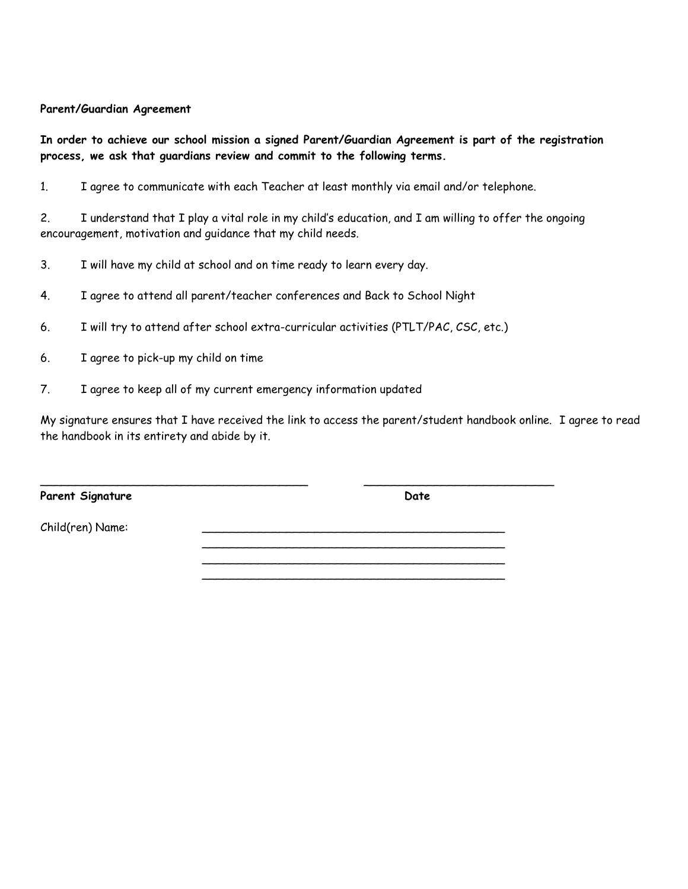**Parent/Guardian Agreement**

**In order to achieve our school mission a signed Parent/Guardian Agreement is part of the registration process, we ask that guardians review and commit to the following terms.**

1. I agree to communicate with each Teacher at least monthly via email and/or telephone.

2. I understand that I play a vital role in my child's education, and I am willing to offer the ongoing encouragement, motivation and guidance that my child needs.

3. I will have my child at school and on time ready to learn every day.

4. I agree to attend all parent/teacher conferences and Back to School Night

6. I will try to attend after school extra-curricular activities (PTLT/PAC, CSC, etc.)

6. I agree to pick-up my child on time

7. I agree to keep all of my current emergency information updated

My signature ensures that I have received the link to access the parent/student handbook online. I agree to read the handbook in its entirety and abide by it.

_______________________________________ ___________________________

**Parent Signature** **Date**

Child(ren) Name: ____________________________________________

____________________________________________

____________________________________________

____________________________________________